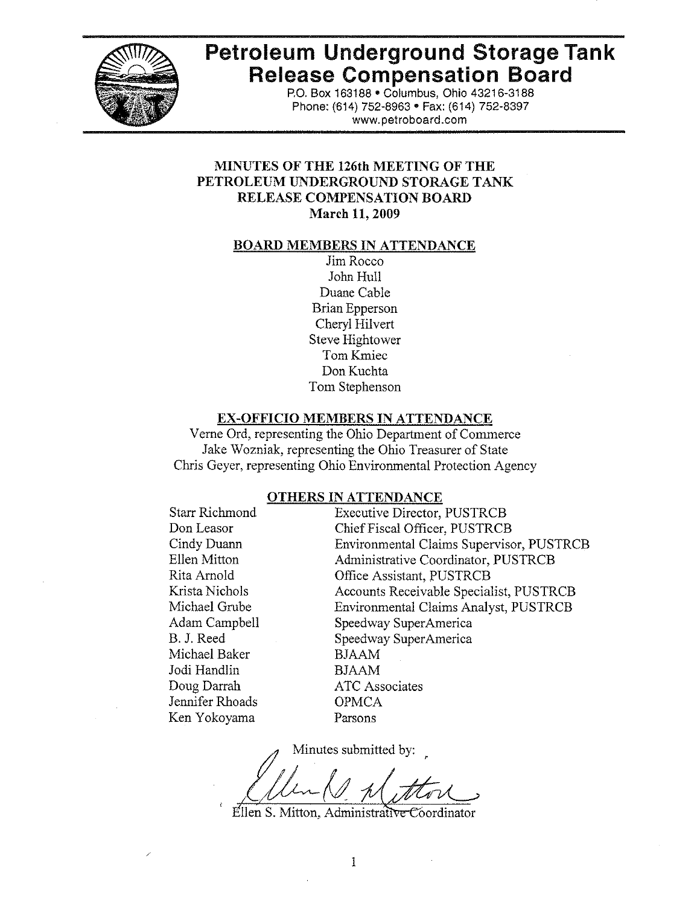# Petroleum Underground Storage Tank Release Compensation Board

P.O. Box 163188 • Columbus, Ohio 43216-3188
Phone: (614) 752-8963 • Fax: (614) 752-8397
www.petroboard.com

## MINUTES OF THE 126th MEETING OF THE PETROLEUM UNDERGROUND STORAGE TANK RELEASE COMPENSATION BOARD
**March 11, 2009**

### BOARD MEMBERS IN ATTENDANCE

Jim Rocco
John Hull
Duane Cable
Brian Epperson
Cheryl Hilvert
Steve Hightower
Tom Kmiec
Don Kuchta
Tom Stephenson

### EX-OFFICIO MEMBERS IN ATTENDANCE

Verne Ord, representing the Ohio Department of Commerce
Jake Wozniak, representing the Ohio Treasurer of State
Chris Geyer, representing Ohio Environmental Protection Agency

### OTHERS IN ATTENDANCE

| | |
|---|---|
| Starr Richmond | Executive Director, PUSTRCB |
| Don Leasor | Chief Fiscal Officer, PUSTRCB |
| Cindy Duann | Environmental Claims Supervisor, PUSTRCB |
| Ellen Mitton | Administrative Coordinator, PUSTRCB |
| Rita Arnold | Office Assistant, PUSTRCB |
| Krista Nichols | Accounts Receivable Specialist, PUSTRCB |
| Michael Grube | Environmental Claims Analyst, PUSTRCB |
| Adam Campbell | Speedway SuperAmerica |
| B. J. Reed | Speedway SuperAmerica |
| Michael Baker | BJAAM |
| Jodi Handlin | BJAAM |
| Doug Darrah | ATC Associates |
| Jennifer Rhoads | OPMCA |
| Ken Yokoyama | Parsons |

Minutes submitted by:

Ellen S. Mitton, Administrative Coordinator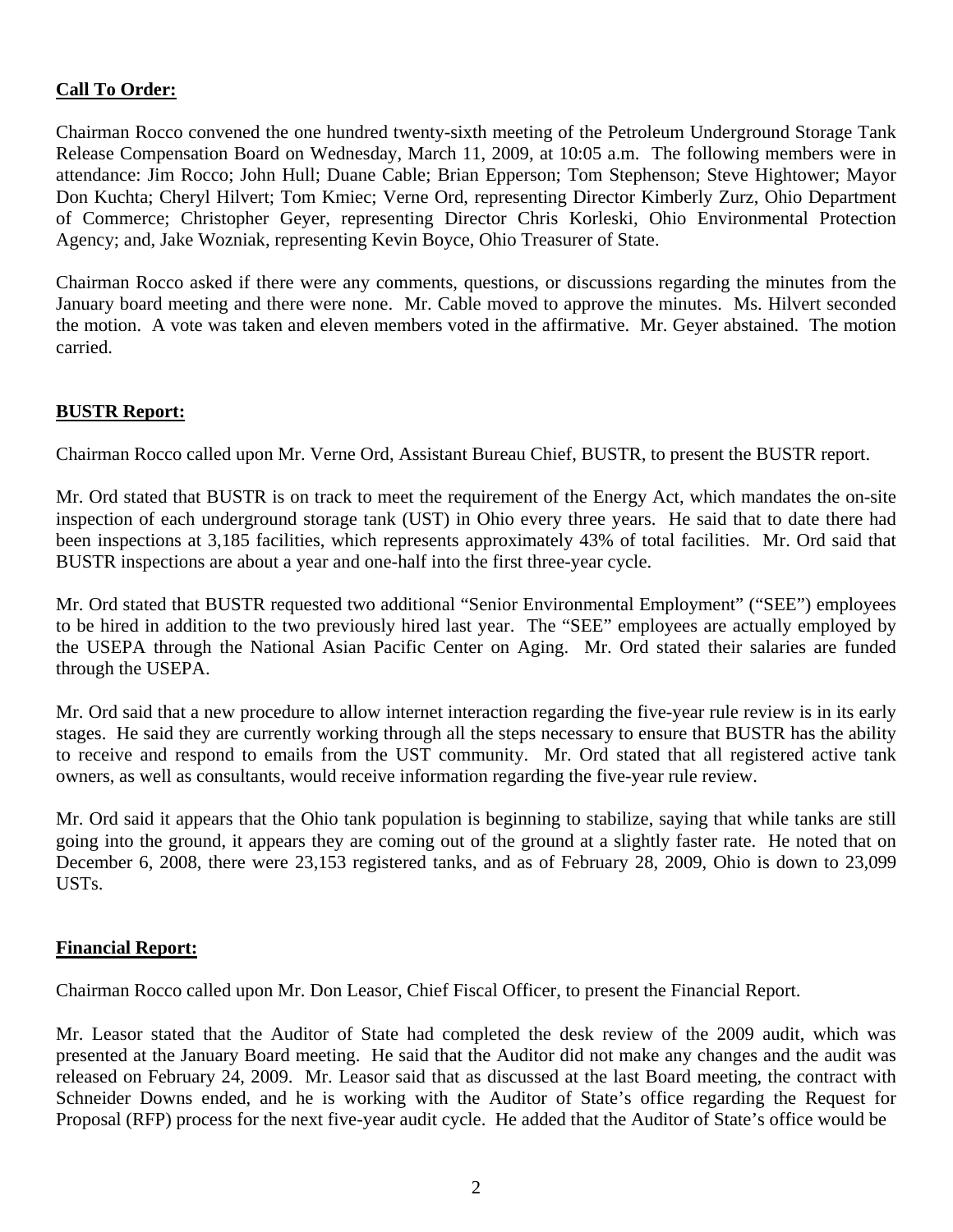**Call To Order:**

Chairman Rocco convened the one hundred twenty-sixth meeting of the Petroleum Underground Storage Tank Release Compensation Board on Wednesday, March 11, 2009, at 10:05 a.m. The following members were in attendance: Jim Rocco; John Hull; Duane Cable; Brian Epperson; Tom Stephenson; Steve Hightower; Mayor Don Kuchta; Cheryl Hilvert; Tom Kmiec; Verne Ord, representing Director Kimberly Zurz, Ohio Department of Commerce; Christopher Geyer, representing Director Chris Korleski, Ohio Environmental Protection Agency; and, Jake Wozniak, representing Kevin Boyce, Ohio Treasurer of State.

Chairman Rocco asked if there were any comments, questions, or discussions regarding the minutes from the January board meeting and there were none. Mr. Cable moved to approve the minutes. Ms. Hilvert seconded the motion. A vote was taken and eleven members voted in the affirmative. Mr. Geyer abstained. The motion carried.

**BUSTR Report:**

Chairman Rocco called upon Mr. Verne Ord, Assistant Bureau Chief, BUSTR, to present the BUSTR report.

Mr. Ord stated that BUSTR is on track to meet the requirement of the Energy Act, which mandates the on-site inspection of each underground storage tank (UST) in Ohio every three years. He said that to date there had been inspections at 3,185 facilities, which represents approximately 43% of total facilities. Mr. Ord said that BUSTR inspections are about a year and one-half into the first three-year cycle.

Mr. Ord stated that BUSTR requested two additional "Senior Environmental Employment" ("SEE") employees to be hired in addition to the two previously hired last year. The "SEE" employees are actually employed by the USEPA through the National Asian Pacific Center on Aging. Mr. Ord stated their salaries are funded through the USEPA.

Mr. Ord said that a new procedure to allow internet interaction regarding the five-year rule review is in its early stages. He said they are currently working through all the steps necessary to ensure that BUSTR has the ability to receive and respond to emails from the UST community. Mr. Ord stated that all registered active tank owners, as well as consultants, would receive information regarding the five-year rule review.

Mr. Ord said it appears that the Ohio tank population is beginning to stabilize, saying that while tanks are still going into the ground, it appears they are coming out of the ground at a slightly faster rate. He noted that on December 6, 2008, there were 23,153 registered tanks, and as of February 28, 2009, Ohio is down to 23,099 USTs.

**Financial Report:**

Chairman Rocco called upon Mr. Don Leasor, Chief Fiscal Officer, to present the Financial Report.

Mr. Leasor stated that the Auditor of State had completed the desk review of the 2009 audit, which was presented at the January Board meeting. He said that the Auditor did not make any changes and the audit was released on February 24, 2009. Mr. Leasor said that as discussed at the last Board meeting, the contract with Schneider Downs ended, and he is working with the Auditor of State's office regarding the Request for Proposal (RFP) process for the next five-year audit cycle. He added that the Auditor of State's office would be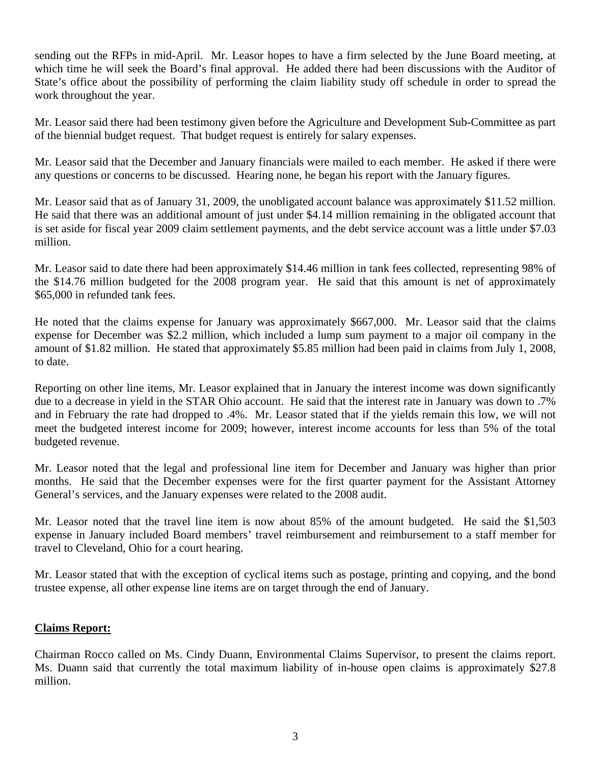sending out the RFPs in mid-April. Mr. Leasor hopes to have a firm selected by the June Board meeting, at which time he will seek the Board's final approval. He added there had been discussions with the Auditor of State's office about the possibility of performing the claim liability study off schedule in order to spread the work throughout the year.

Mr. Leasor said there had been testimony given before the Agriculture and Development Sub-Committee as part of the biennial budget request. That budget request is entirely for salary expenses.

Mr. Leasor said that the December and January financials were mailed to each member. He asked if there were any questions or concerns to be discussed. Hearing none, he began his report with the January figures.

Mr. Leasor said that as of January 31, 2009, the unobligated account balance was approximately $11.52 million. He said that there was an additional amount of just under $4.14 million remaining in the obligated account that is set aside for fiscal year 2009 claim settlement payments, and the debt service account was a little under $7.03 million.

Mr. Leasor said to date there had been approximately $14.46 million in tank fees collected, representing 98% of the $14.76 million budgeted for the 2008 program year. He said that this amount is net of approximately $65,000 in refunded tank fees.

He noted that the claims expense for January was approximately $667,000. Mr. Leasor said that the claims expense for December was $2.2 million, which included a lump sum payment to a major oil company in the amount of $1.82 million. He stated that approximately $5.85 million had been paid in claims from July 1, 2008, to date.

Reporting on other line items, Mr. Leasor explained that in January the interest income was down significantly due to a decrease in yield in the STAR Ohio account. He said that the interest rate in January was down to .7% and in February the rate had dropped to .4%. Mr. Leasor stated that if the yields remain this low, we will not meet the budgeted interest income for 2009; however, interest income accounts for less than 5% of the total budgeted revenue.

Mr. Leasor noted that the legal and professional line item for December and January was higher than prior months. He said that the December expenses were for the first quarter payment for the Assistant Attorney General's services, and the January expenses were related to the 2008 audit.

Mr. Leasor noted that the travel line item is now about 85% of the amount budgeted. He said the $1,503 expense in January included Board members' travel reimbursement and reimbursement to a staff member for travel to Cleveland, Ohio for a court hearing.

Mr. Leasor stated that with the exception of cyclical items such as postage, printing and copying, and the bond trustee expense, all other expense line items are on target through the end of January.

**Claims Report:**

Chairman Rocco called on Ms. Cindy Duann, Environmental Claims Supervisor, to present the claims report. Ms. Duann said that currently the total maximum liability of in-house open claims is approximately $27.8 million.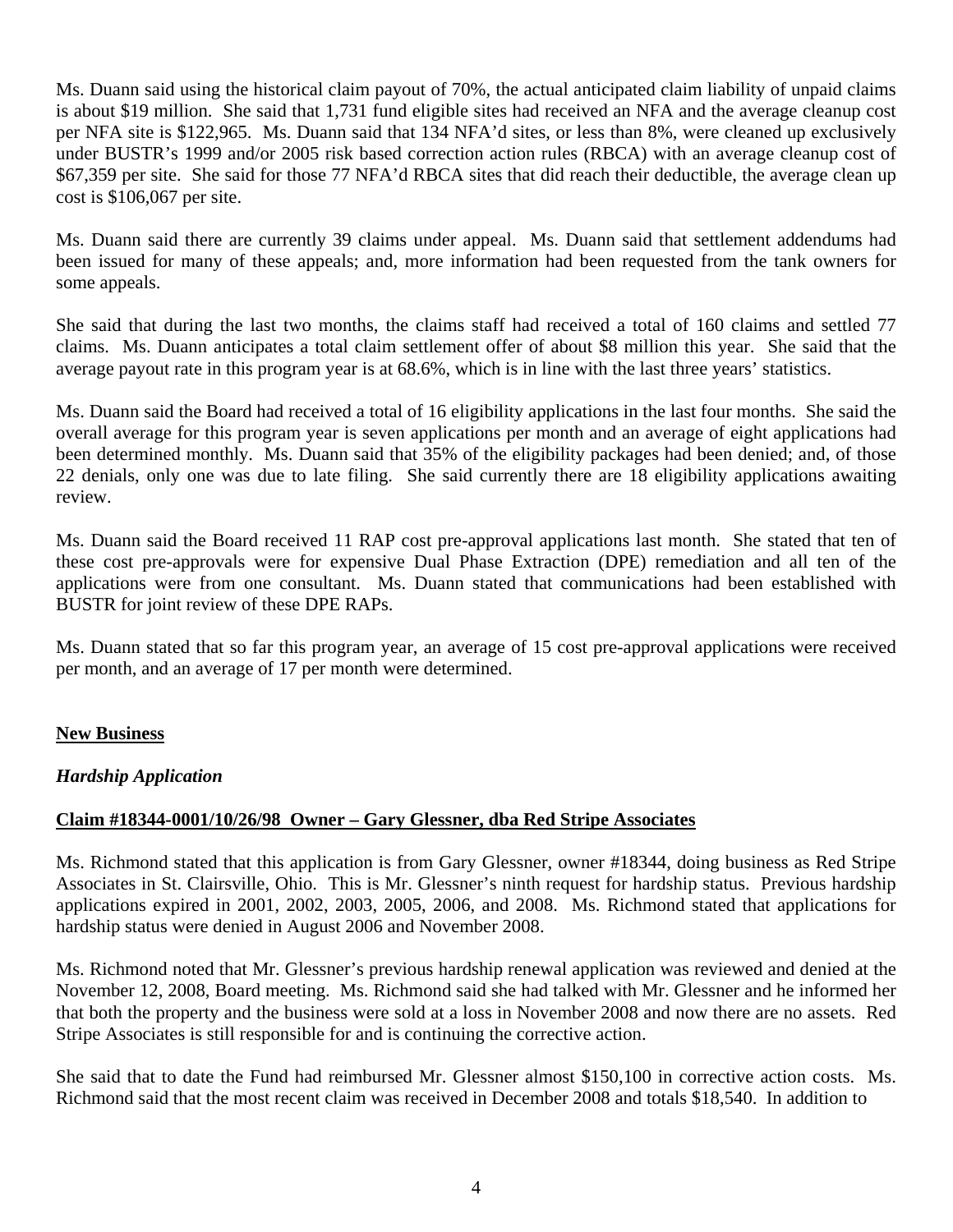Ms. Duann said using the historical claim payout of 70%, the actual anticipated claim liability of unpaid claims is about $19 million. She said that 1,731 fund eligible sites had received an NFA and the average cleanup cost per NFA site is $122,965. Ms. Duann said that 134 NFA'd sites, or less than 8%, were cleaned up exclusively under BUSTR's 1999 and/or 2005 risk based correction action rules (RBCA) with an average cleanup cost of $67,359 per site. She said for those 77 NFA'd RBCA sites that did reach their deductible, the average clean up cost is $106,067 per site.

Ms. Duann said there are currently 39 claims under appeal. Ms. Duann said that settlement addendums had been issued for many of these appeals; and, more information had been requested from the tank owners for some appeals.

She said that during the last two months, the claims staff had received a total of 160 claims and settled 77 claims. Ms. Duann anticipates a total claim settlement offer of about $8 million this year. She said that the average payout rate in this program year is at 68.6%, which is in line with the last three years' statistics.

Ms. Duann said the Board had received a total of 16 eligibility applications in the last four months. She said the overall average for this program year is seven applications per month and an average of eight applications had been determined monthly. Ms. Duann said that 35% of the eligibility packages had been denied; and, of those 22 denials, only one was due to late filing. She said currently there are 18 eligibility applications awaiting review.

Ms. Duann said the Board received 11 RAP cost pre-approval applications last month. She stated that ten of these cost pre-approvals were for expensive Dual Phase Extraction (DPE) remediation and all ten of the applications were from one consultant. Ms. Duann stated that communications had been established with BUSTR for joint review of these DPE RAPs.

Ms. Duann stated that so far this program year, an average of 15 cost pre-approval applications were received per month, and an average of 17 per month were determined.

**New Business**

***Hardship Application***

**Claim #18344-0001/10/26/98 Owner – Gary Glessner, dba Red Stripe Associates**

Ms. Richmond stated that this application is from Gary Glessner, owner #18344, doing business as Red Stripe Associates in St. Clairsville, Ohio. This is Mr. Glessner's ninth request for hardship status. Previous hardship applications expired in 2001, 2002, 2003, 2005, 2006, and 2008. Ms. Richmond stated that applications for hardship status were denied in August 2006 and November 2008.

Ms. Richmond noted that Mr. Glessner's previous hardship renewal application was reviewed and denied at the November 12, 2008, Board meeting. Ms. Richmond said she had talked with Mr. Glessner and he informed her that both the property and the business were sold at a loss in November 2008 and now there are no assets. Red Stripe Associates is still responsible for and is continuing the corrective action.

She said that to date the Fund had reimbursed Mr. Glessner almost $150,100 in corrective action costs. Ms. Richmond said that the most recent claim was received in December 2008 and totals $18,540. In addition to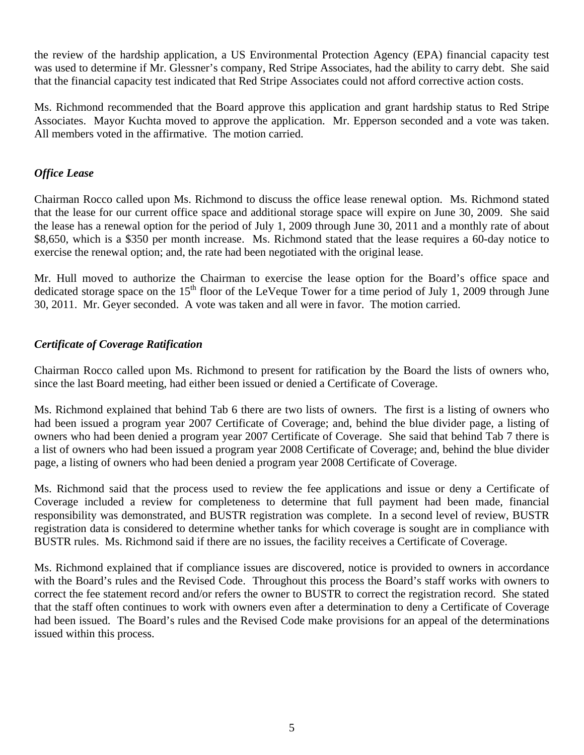the review of the hardship application, a US Environmental Protection Agency (EPA) financial capacity test was used to determine if Mr. Glessner's company, Red Stripe Associates, had the ability to carry debt. She said that the financial capacity test indicated that Red Stripe Associates could not afford corrective action costs.

Ms. Richmond recommended that the Board approve this application and grant hardship status to Red Stripe Associates. Mayor Kuchta moved to approve the application. Mr. Epperson seconded and a vote was taken. All members voted in the affirmative. The motion carried.

### *Office Lease*

Chairman Rocco called upon Ms. Richmond to discuss the office lease renewal option. Ms. Richmond stated that the lease for our current office space and additional storage space will expire on June 30, 2009. She said the lease has a renewal option for the period of July 1, 2009 through June 30, 2011 and a monthly rate of about $8,650, which is a $350 per month increase. Ms. Richmond stated that the lease requires a 60-day notice to exercise the renewal option; and, the rate had been negotiated with the original lease.

Mr. Hull moved to authorize the Chairman to exercise the lease option for the Board's office space and dedicated storage space on the 15th floor of the LeVeque Tower for a time period of July 1, 2009 through June 30, 2011. Mr. Geyer seconded. A vote was taken and all were in favor. The motion carried.

### *Certificate of Coverage Ratification*

Chairman Rocco called upon Ms. Richmond to present for ratification by the Board the lists of owners who, since the last Board meeting, had either been issued or denied a Certificate of Coverage.

Ms. Richmond explained that behind Tab 6 there are two lists of owners. The first is a listing of owners who had been issued a program year 2007 Certificate of Coverage; and, behind the blue divider page, a listing of owners who had been denied a program year 2007 Certificate of Coverage. She said that behind Tab 7 there is a list of owners who had been issued a program year 2008 Certificate of Coverage; and, behind the blue divider page, a listing of owners who had been denied a program year 2008 Certificate of Coverage.

Ms. Richmond said that the process used to review the fee applications and issue or deny a Certificate of Coverage included a review for completeness to determine that full payment had been made, financial responsibility was demonstrated, and BUSTR registration was complete. In a second level of review, BUSTR registration data is considered to determine whether tanks for which coverage is sought are in compliance with BUSTR rules. Ms. Richmond said if there are no issues, the facility receives a Certificate of Coverage.

Ms. Richmond explained that if compliance issues are discovered, notice is provided to owners in accordance with the Board's rules and the Revised Code. Throughout this process the Board's staff works with owners to correct the fee statement record and/or refers the owner to BUSTR to correct the registration record. She stated that the staff often continues to work with owners even after a determination to deny a Certificate of Coverage had been issued. The Board's rules and the Revised Code make provisions for an appeal of the determinations issued within this process.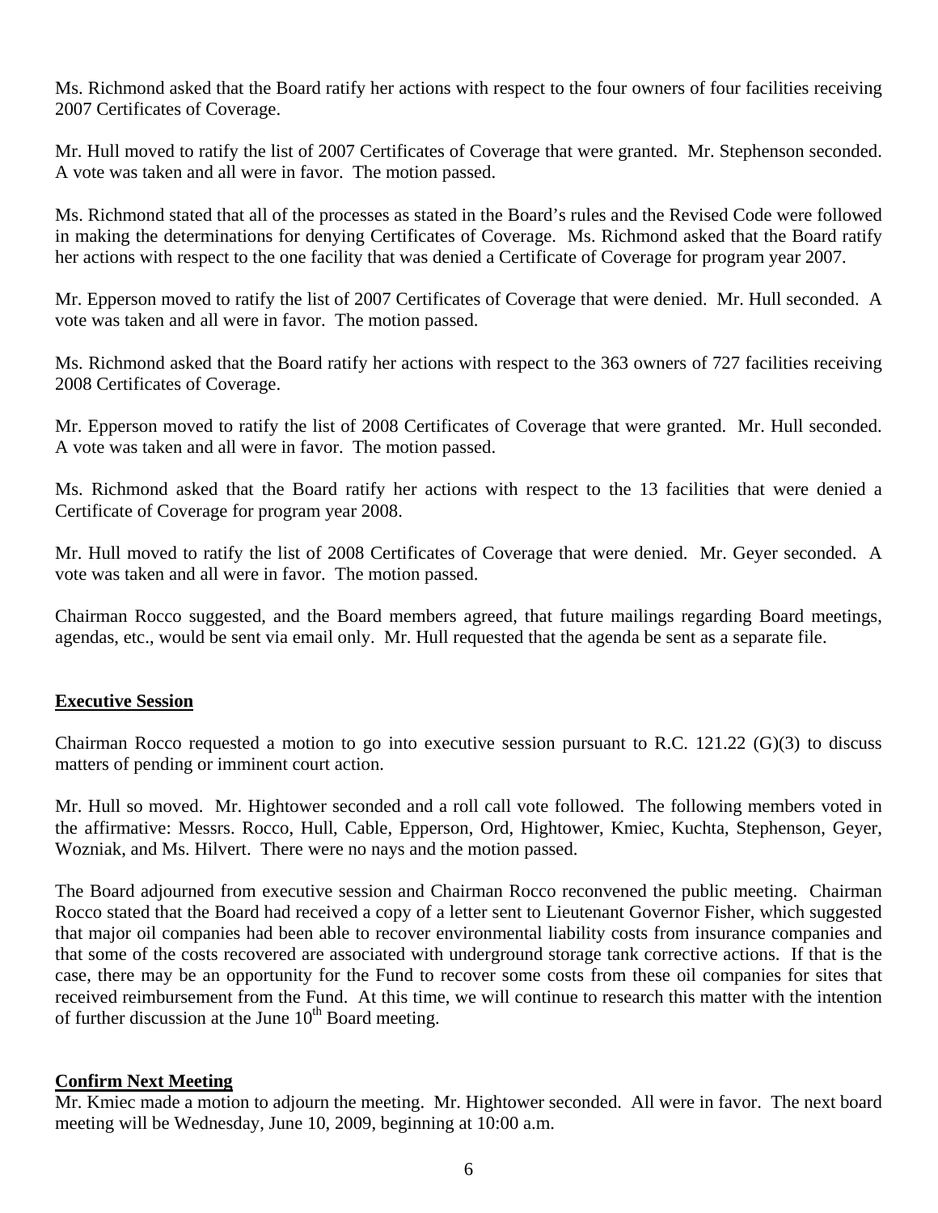Ms. Richmond asked that the Board ratify her actions with respect to the four owners of four facilities receiving 2007 Certificates of Coverage.

Mr. Hull moved to ratify the list of 2007 Certificates of Coverage that were granted. Mr. Stephenson seconded. A vote was taken and all were in favor. The motion passed.

Ms. Richmond stated that all of the processes as stated in the Board's rules and the Revised Code were followed in making the determinations for denying Certificates of Coverage. Ms. Richmond asked that the Board ratify her actions with respect to the one facility that was denied a Certificate of Coverage for program year 2007.

Mr. Epperson moved to ratify the list of 2007 Certificates of Coverage that were denied. Mr. Hull seconded. A vote was taken and all were in favor. The motion passed.

Ms. Richmond asked that the Board ratify her actions with respect to the 363 owners of 727 facilities receiving 2008 Certificates of Coverage.

Mr. Epperson moved to ratify the list of 2008 Certificates of Coverage that were granted. Mr. Hull seconded. A vote was taken and all were in favor. The motion passed.

Ms. Richmond asked that the Board ratify her actions with respect to the 13 facilities that were denied a Certificate of Coverage for program year 2008.

Mr. Hull moved to ratify the list of 2008 Certificates of Coverage that were denied. Mr. Geyer seconded. A vote was taken and all were in favor. The motion passed.

Chairman Rocco suggested, and the Board members agreed, that future mailings regarding Board meetings, agendas, etc., would be sent via email only. Mr. Hull requested that the agenda be sent as a separate file.

## Executive Session

Chairman Rocco requested a motion to go into executive session pursuant to R.C. 121.22 (G)(3) to discuss matters of pending or imminent court action.

Mr. Hull so moved. Mr. Hightower seconded and a roll call vote followed. The following members voted in the affirmative: Messrs. Rocco, Hull, Cable, Epperson, Ord, Hightower, Kmiec, Kuchta, Stephenson, Geyer, Wozniak, and Ms. Hilvert. There were no nays and the motion passed.

The Board adjourned from executive session and Chairman Rocco reconvened the public meeting. Chairman Rocco stated that the Board had received a copy of a letter sent to Lieutenant Governor Fisher, which suggested that major oil companies had been able to recover environmental liability costs from insurance companies and that some of the costs recovered are associated with underground storage tank corrective actions. If that is the case, there may be an opportunity for the Fund to recover some costs from these oil companies for sites that received reimbursement from the Fund. At this time, we will continue to research this matter with the intention of further discussion at the June 10th Board meeting.

## Confirm Next Meeting

Mr. Kmiec made a motion to adjourn the meeting. Mr. Hightower seconded. All were in favor. The next board meeting will be Wednesday, June 10, 2009, beginning at 10:00 a.m.